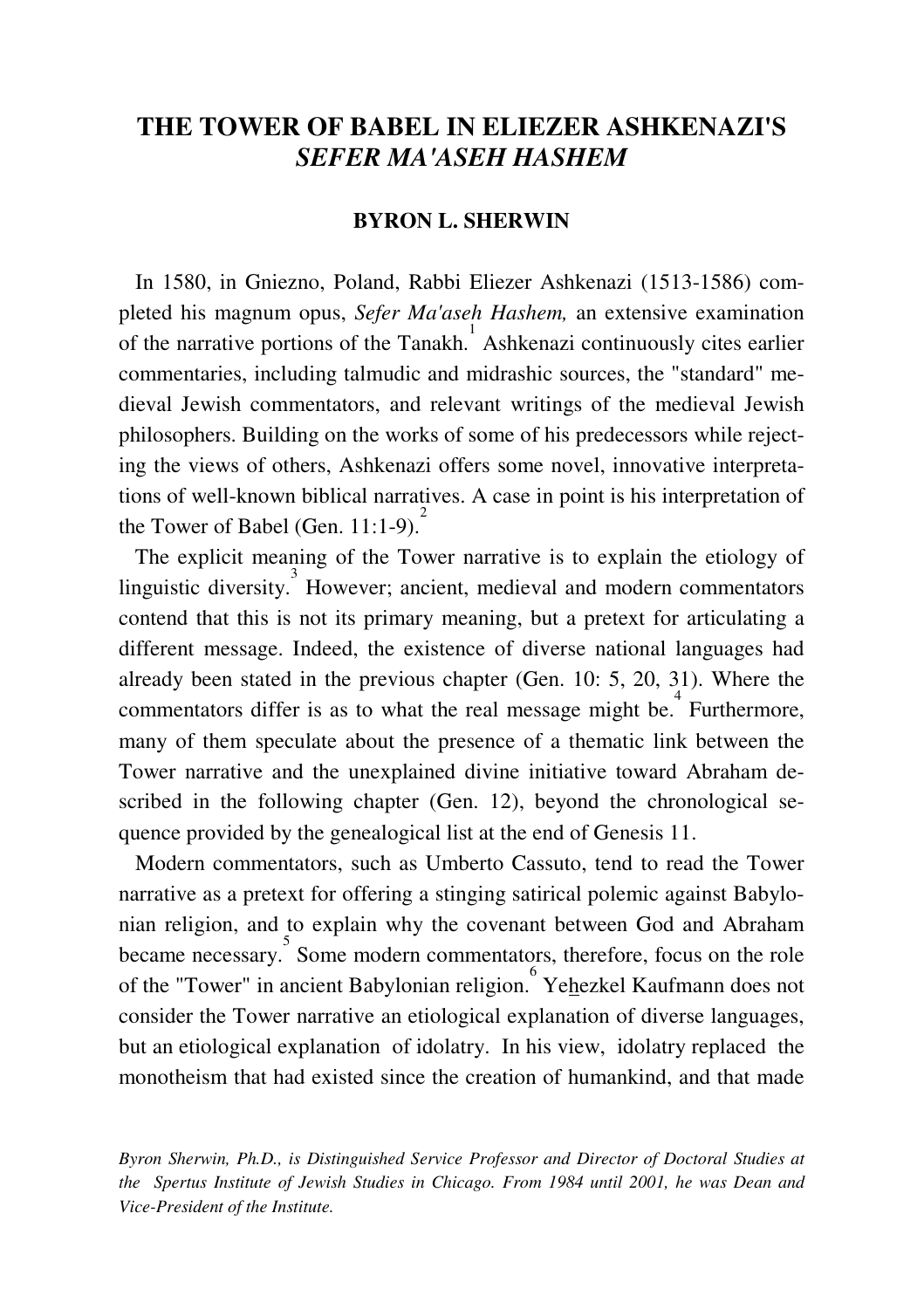# THE TOWER OF BABEL IN ELIEZER ASHKENAZI'S *SEFER MA'ASEH HASHEM*

**BYRON L. SHERWIN**

In 1580, in Gniezno, Poland, Rabbi Eliezer Ashkenazi (1513-1586) completed his magnum opus, *Sefer Ma'aseh Hashem,* an extensive examination of the narrative portions of the Tanakh.[1] Ashkenazi continuously cites earlier commentaries, including talmudic and midrashic sources, the "standard" medieval Jewish commentators, and relevant writings of the medieval Jewish philosophers. Building on the works of some of his predecessors while rejecting the views of others, Ashkenazi offers some novel, innovative interpretations of well-known biblical narratives. A case in point is his interpretation of the Tower of Babel (Gen. 11:1-9).[2]

The explicit meaning of the Tower narrative is to explain the etiology of linguistic diversity.[3] However; ancient, medieval and modern commentators contend that this is not its primary meaning, but a pretext for articulating a different message. Indeed, the existence of diverse national languages had already been stated in the previous chapter (Gen. 10: 5, 20, 31). Where the commentators differ is as to what the real message might be.[4] Furthermore, many of them speculate about the presence of a thematic link between the Tower narrative and the unexplained divine initiative toward Abraham described in the following chapter (Gen. 12), beyond the chronological sequence provided by the genealogical list at the end of Genesis 11.

Modern commentators, such as Umberto Cassuto, tend to read the Tower narrative as a pretext for offering a stinging satirical polemic against Babylonian religion, and to explain why the covenant between God and Abraham became necessary.[5] Some modern commentators, therefore, focus on the role of the "Tower" in ancient Babylonian religion.[6] Yehezkel Kaufmann does not consider the Tower narrative an etiological explanation of diverse languages, but an etiological explanation of idolatry. In his view, idolatry replaced the monotheism that had existed since the creation of humankind, and that made

*Byron Sherwin, Ph.D., is Distinguished Service Professor and Director of Doctoral Studies at the Spertus Institute of Jewish Studies in Chicago. From 1984 until 2001, he was Dean and Vice-President of the Institute.*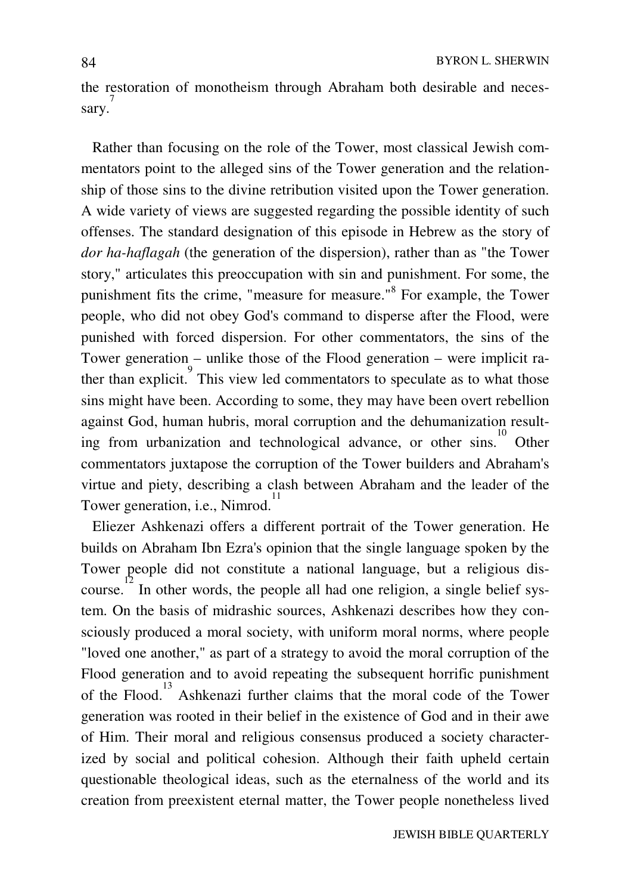the restoration of monotheism through Abraham both desirable and necessary.[7]

Rather than focusing on the role of the Tower, most classical Jewish commentators point to the alleged sins of the Tower generation and the relationship of those sins to the divine retribution visited upon the Tower generation. A wide variety of views are suggested regarding the possible identity of such offenses. The standard designation of this episode in Hebrew as the story of *dor ha-haflagah* (the generation of the dispersion), rather than as "the Tower story," articulates this preoccupation with sin and punishment. For some, the punishment fits the crime, "measure for measure."[8] For example, the Tower people, who did not obey God's command to disperse after the Flood, were punished with forced dispersion. For other commentators, the sins of the Tower generation – unlike those of the Flood generation – were implicit rather than explicit.[9] This view led commentators to speculate as to what those sins might have been. According to some, they may have been overt rebellion against God, human hubris, moral corruption and the dehumanization resulting from urbanization and technological advance, or other sins.[10] Other commentators juxtapose the corruption of the Tower builders and Abraham's virtue and piety, describing a clash between Abraham and the leader of the Tower generation, i.e., Nimrod.[11]

Eliezer Ashkenazi offers a different portrait of the Tower generation. He builds on Abraham Ibn Ezra's opinion that the single language spoken by the Tower people did not constitute a national language, but a religious discourse.[12] In other words, the people all had one religion, a single belief system. On the basis of midrashic sources, Ashkenazi describes how they consciously produced a moral society, with uniform moral norms, where people "loved one another," as part of a strategy to avoid the moral corruption of the Flood generation and to avoid repeating the subsequent horrific punishment of the Flood.[13] Ashkenazi further claims that the moral code of the Tower generation was rooted in their belief in the existence of God and in their awe of Him. Their moral and religious consensus produced a society characterized by social and political cohesion. Although their faith upheld certain questionable theological ideas, such as the eternalness of the world and its creation from preexistent eternal matter, the Tower people nonetheless lived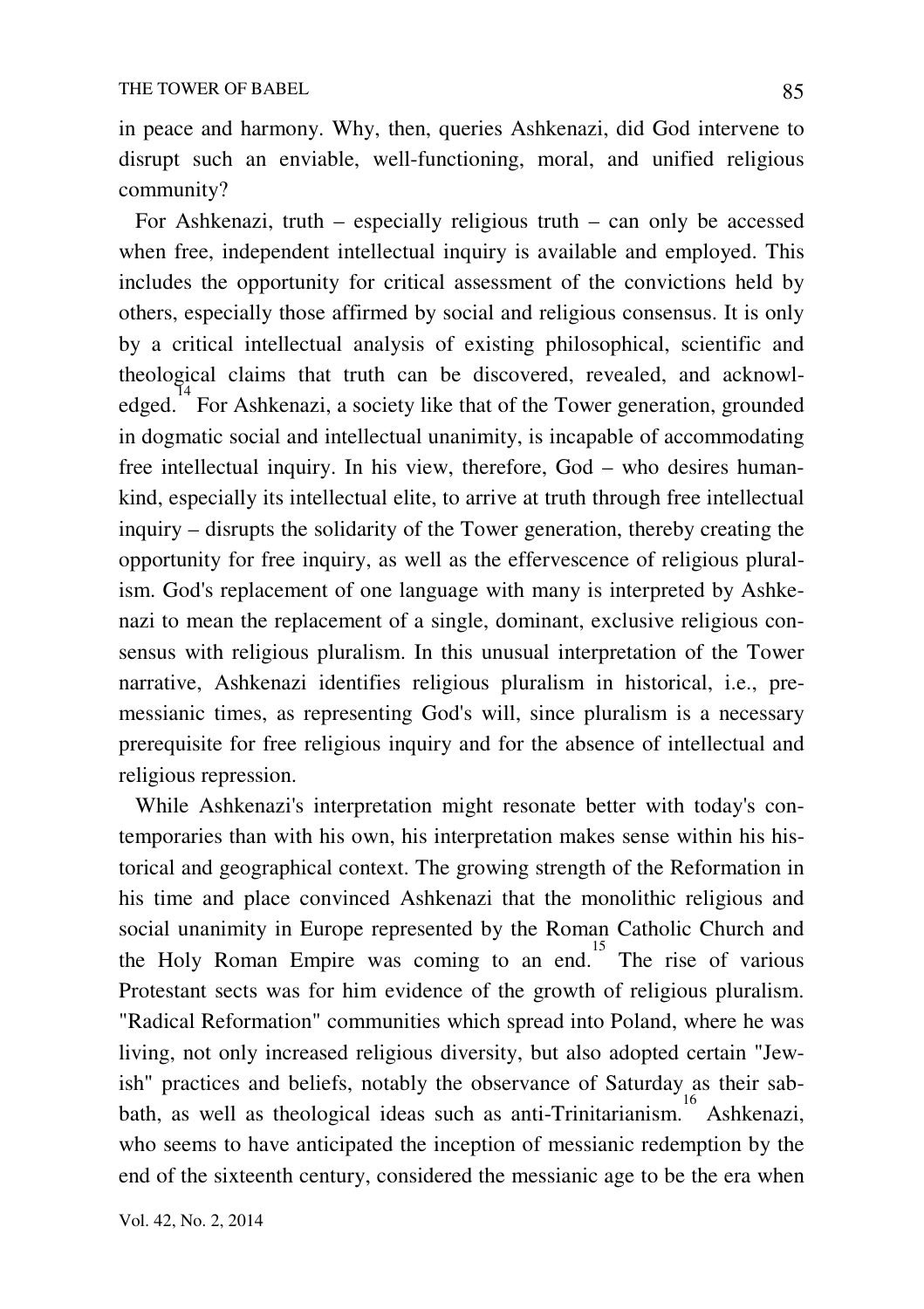in peace and harmony. Why, then, queries Ashkenazi, did God intervene to disrupt such an enviable, well-functioning, moral, and unified religious community?

For Ashkenazi, truth – especially religious truth – can only be accessed when free, independent intellectual inquiry is available and employed. This includes the opportunity for critical assessment of the convictions held by others, especially those affirmed by social and religious consensus. It is only by a critical intellectual analysis of existing philosophical, scientific and theological claims that truth can be discovered, revealed, and acknowledged.[14] For Ashkenazi, a society like that of the Tower generation, grounded in dogmatic social and intellectual unanimity, is incapable of accommodating free intellectual inquiry. In his view, therefore, God – who desires humankind, especially its intellectual elite, to arrive at truth through free intellectual inquiry – disrupts the solidarity of the Tower generation, thereby creating the opportunity for free inquiry, as well as the effervescence of religious pluralism. God's replacement of one language with many is interpreted by Ashkenazi to mean the replacement of a single, dominant, exclusive religious consensus with religious pluralism. In this unusual interpretation of the Tower narrative, Ashkenazi identifies religious pluralism in historical, i.e., pre-messianic times, as representing God's will, since pluralism is a necessary prerequisite for free religious inquiry and for the absence of intellectual and religious repression.

While Ashkenazi's interpretation might resonate better with today's contemporaries than with his own, his interpretation makes sense within his historical and geographical context. The growing strength of the Reformation in his time and place convinced Ashkenazi that the monolithic religious and social unanimity in Europe represented by the Roman Catholic Church and the Holy Roman Empire was coming to an end.[15] The rise of various Protestant sects was for him evidence of the growth of religious pluralism. "Radical Reformation" communities which spread into Poland, where he was living, not only increased religious diversity, but also adopted certain "Jewish" practices and beliefs, notably the observance of Saturday as their sabbath, as well as theological ideas such as anti-Trinitarianism.[16] Ashkenazi, who seems to have anticipated the inception of messianic redemption by the end of the sixteenth century, considered the messianic age to be the era when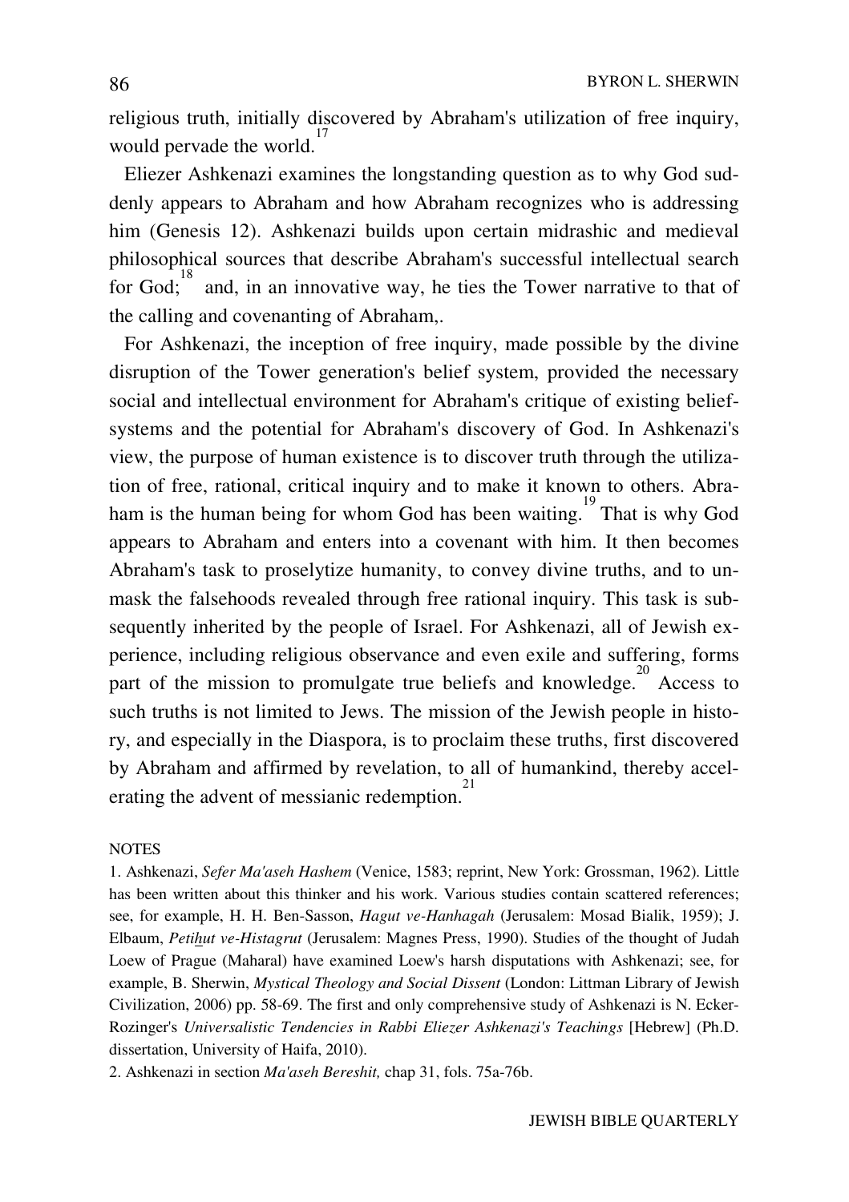religious truth, initially discovered by Abraham's utilization of free inquiry, would pervade the world.[17]

Eliezer Ashkenazi examines the longstanding question as to why God suddenly appears to Abraham and how Abraham recognizes who is addressing him (Genesis 12). Ashkenazi builds upon certain midrashic and medieval philosophical sources that describe Abraham's successful intellectual search for God;[18] and, in an innovative way, he ties the Tower narrative to that of the calling and covenanting of Abraham,.

For Ashkenazi, the inception of free inquiry, made possible by the divine disruption of the Tower generation's belief system, provided the necessary social and intellectual environment for Abraham's critique of existing belief-systems and the potential for Abraham's discovery of God. In Ashkenazi's view, the purpose of human existence is to discover truth through the utilization of free, rational, critical inquiry and to make it known to others. Abraham is the human being for whom God has been waiting.[19] That is why God appears to Abraham and enters into a covenant with him. It then becomes Abraham's task to proselytize humanity, to convey divine truths, and to unmask the falsehoods revealed through free rational inquiry. This task is subsequently inherited by the people of Israel. For Ashkenazi, all of Jewish experience, including religious observance and even exile and suffering, forms part of the mission to promulgate true beliefs and knowledge.[20] Access to such truths is not limited to Jews. The mission of the Jewish people in history, and especially in the Diaspora, is to proclaim these truths, first discovered by Abraham and affirmed by revelation, to all of humankind, thereby accelerating the advent of messianic redemption.[21]

NOTES

1. Ashkenazi, *Sefer Ma'aseh Hashem* (Venice, 1583; reprint, New York: Grossman, 1962). Little has been written about this thinker and his work. Various studies contain scattered references; see, for example, H. H. Ben-Sasson, *Hagut ve-Hanhagah* (Jerusalem: Mosad Bialik, 1959); J. Elbaum, *Petihut ve-Histagrut* (Jerusalem: Magnes Press, 1990). Studies of the thought of Judah Loew of Prague (Maharal) have examined Loew's harsh disputations with Ashkenazi; see, for example, B. Sherwin, *Mystical Theology and Social Dissent* (London: Littman Library of Jewish Civilization, 2006) pp. 58-69. The first and only comprehensive study of Ashkenazi is N. Ecker-Rozinger's *Universalistic Tendencies in Rabbi Eliezer Ashkenazi's Teachings* [Hebrew] (Ph.D. dissertation, University of Haifa, 2010).

2. Ashkenazi in section *Ma'aseh Bereshit,* chap 31, fols. 75a-76b.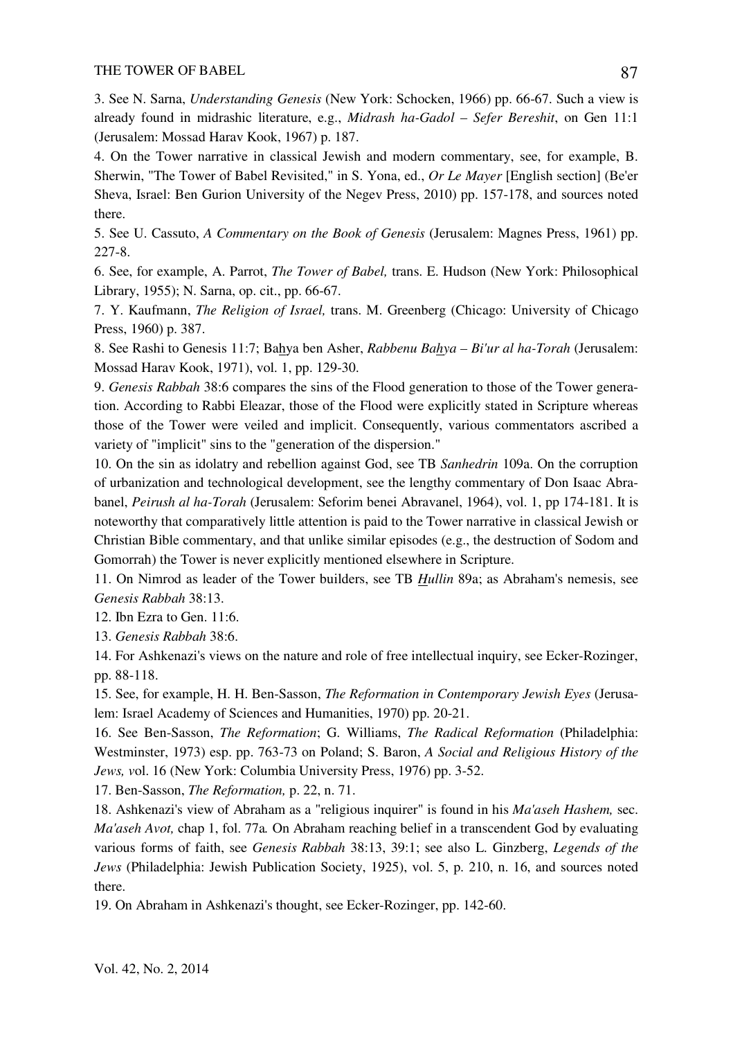3. See N. Sarna, *Understanding Genesis* (New York: Schocken, 1966) pp. 66-67. Such a view is already found in midrashic literature, e.g., *Midrash ha-Gadol – Sefer Bereshit*, on Gen 11:1 (Jerusalem: Mossad Harav Kook, 1967) p. 187.

4. On the Tower narrative in classical Jewish and modern commentary, see, for example, B. Sherwin, "The Tower of Babel Revisited," in S. Yona, ed., *Or Le Mayer* [English section] (Be'er Sheva, Israel: Ben Gurion University of the Negev Press, 2010) pp. 157-178, and sources noted there.

5. See U. Cassuto, *A Commentary on the Book of Genesis* (Jerusalem: Magnes Press, 1961) pp. 227-8.

6. See, for example, A. Parrot, *The Tower of Babel,* trans. E. Hudson (New York: Philosophical Library, 1955); N. Sarna, op. cit., pp. 66-67.

7. Y. Kaufmann, *The Religion of Israel,* trans. M. Greenberg (Chicago: University of Chicago Press, 1960) p. 387.

8. See Rashi to Genesis 11:7; Ba<u>h</u>ya ben Asher, *Rabbenu Ba<u>h</u>ya – Bi'ur al ha-Torah* (Jerusalem: Mossad Harav Kook, 1971), vol. 1, pp. 129-30.

9. *Genesis Rabbah* 38:6 compares the sins of the Flood generation to those of the Tower generation. According to Rabbi Eleazar, those of the Flood were explicitly stated in Scripture whereas those of the Tower were veiled and implicit. Consequently, various commentators ascribed a variety of "implicit" sins to the "generation of the dispersion."

10. On the sin as idolatry and rebellion against God, see TB *Sanhedrin* 109a. On the corruption of urbanization and technological development, see the lengthy commentary of Don Isaac Abrabanel, *Peirush al ha-Torah* (Jerusalem: Seforim benei Abravanel, 1964), vol. 1, pp 174-181. It is noteworthy that comparatively little attention is paid to the Tower narrative in classical Jewish or Christian Bible commentary, and that unlike similar episodes (e.g., the destruction of Sodom and Gomorrah) the Tower is never explicitly mentioned elsewhere in Scripture.

11. On Nimrod as leader of the Tower builders, see TB *<u>H</u>ullin* 89a; as Abraham's nemesis, see *Genesis Rabbah* 38:13.

12. Ibn Ezra to Gen. 11:6.

13. *Genesis Rabbah* 38:6.

14. For Ashkenazi's views on the nature and role of free intellectual inquiry, see Ecker-Rozinger, pp. 88-118.

15. See, for example, H. H. Ben-Sasson, *The Reformation in Contemporary Jewish Eyes* (Jerusalem: Israel Academy of Sciences and Humanities, 1970) pp. 20-21.

16. See Ben-Sasson, *The Reformation*; G. Williams, *The Radical Reformation* (Philadelphia: Westminster, 1973) esp. pp. 763-73 on Poland; S. Baron, *A Social and Religious History of the Jews, v*ol. 16 (New York: Columbia University Press, 1976) pp. 3-52.

17. Ben-Sasson, *The Reformation,* p. 22, n. 71.

18. Ashkenazi's view of Abraham as a "religious inquirer" is found in his *Ma'aseh Hashem,* sec. *Ma'aseh Avot,* chap 1, fol. 77a*.* On Abraham reaching belief in a transcendent God by evaluating various forms of faith, see *Genesis Rabbah* 38:13, 39:1; see also L. Ginzberg, *Legends of the Jews* (Philadelphia: Jewish Publication Society, 1925), vol. 5, p. 210, n. 16, and sources noted there.

19. On Abraham in Ashkenazi's thought, see Ecker-Rozinger, pp. 142-60.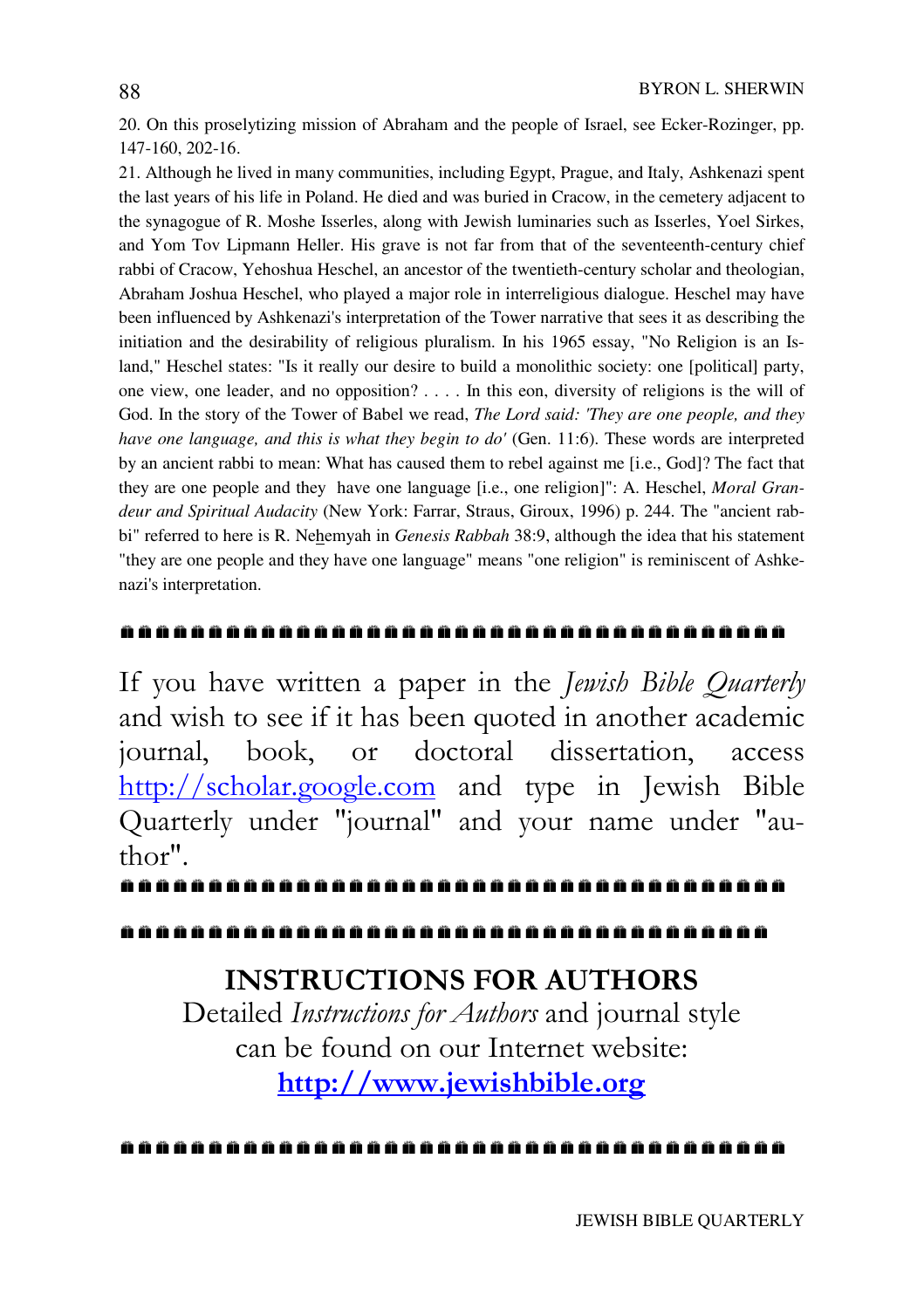20. On this proselytizing mission of Abraham and the people of Israel, see Ecker-Rozinger, pp. 147-160, 202-16.

21. Although he lived in many communities, including Egypt, Prague, and Italy, Ashkenazi spent the last years of his life in Poland. He died and was buried in Cracow, in the cemetery adjacent to the synagogue of R. Moshe Isserles, along with Jewish luminaries such as Isserles, Yoel Sirkes, and Yom Tov Lipmann Heller. His grave is not far from that of the seventeenth-century chief rabbi of Cracow, Yehoshua Heschel, an ancestor of the twentieth-century scholar and theologian, Abraham Joshua Heschel, who played a major role in interreligious dialogue. Heschel may have been influenced by Ashkenazi's interpretation of the Tower narrative that sees it as describing the initiation and the desirability of religious pluralism. In his 1965 essay, "No Religion is an Island," Heschel states: "Is it really our desire to build a monolithic society: one [political] party, one view, one leader, and no opposition? . . . . In this eon, diversity of religions is the will of God. In the story of the Tower of Babel we read, *The Lord said: 'They are one people, and they have one language, and this is what they begin to do'* (Gen. 11:6). These words are interpreted by an ancient rabbi to mean: What has caused them to rebel against me [i.e., God]? The fact that they are one people and they have one language [i.e., one religion]": A. Heschel, *Moral Grandeur and Spiritual Audacity* (New York: Farrar, Straus, Giroux, 1996) p. 244. The "ancient rabbi" referred to here is R. Nehemyah in *Genesis Rabbah* 38:9, although the idea that his statement "they are one people and they have one language" means "one religion" is reminiscent of Ashkenazi's interpretation.

---

If you have written a paper in the *Jewish Bible Quarterly* and wish to see if it has been quoted in another academic journal, book, or doctoral dissertation, access http://scholar.google.com and type in Jewish Bible Quarterly under "journal" and your name under "author".

---

## INSTRUCTIONS FOR AUTHORS

Detailed *Instructions for Authors* and journal style can be found on our Internet website:

**http://www.jewishbible.org**